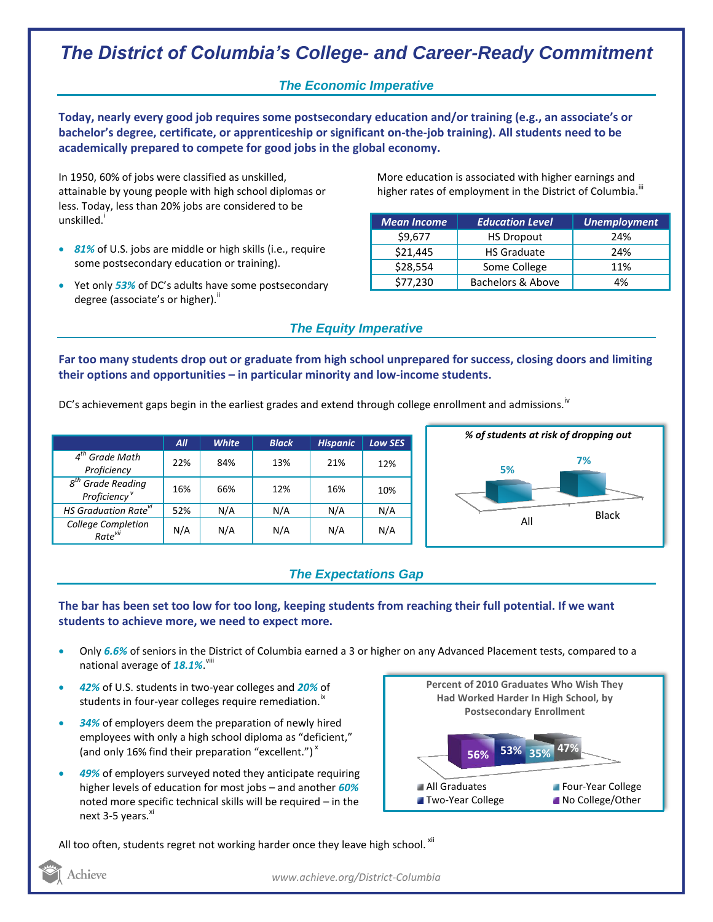# The District of Columbia's College- and Career-Ready Commitment

## The Economic Imperative

**Today, nearly every good job requires some postsecondary education and/or training (e.g., an associate's or bachelor's degree, certificate, or apprenticeship or significant on-the-job training). All students need to be academically prepared to compete for good jobs in the global economy.**

In 1950, 60% of jobs were classified as unskilled, attainable by young people with high school diplomas or less. Today, less than 20% jobs are considered to be unskilled.[i]

- ***81%*** of U.S. jobs are middle or high skills (i.e., require some postsecondary education or training).
- Yet only ***53%*** of DC's adults have some postsecondary degree (associate's or higher).[ii]

More education is associated with higher earnings and higher rates of employment in the District of Columbia.[iii]

| Mean Income | Education Level | Unemployment |
|---|---|---|
| $9,677 | HS Dropout | 24% |
| $21,445 | HS Graduate | 24% |
| $28,554 | Some College | 11% |
| $77,230 | Bachelors & Above | 4% |

## The Equity Imperative

**Far too many students drop out or graduate from high school unprepared for success, closing doors and limiting their options and opportunities – in particular minority and low-income students.**

DC's achievement gaps begin in the earliest grades and extend through college enrollment and admissions.[iv]

| | All | White | Black | Hispanic | Low SES |
|---|---|---|---|---|---|
| *4th Grade Math Proficiency* | 22% | 84% | 13% | 21% | 12% |
| *8th Grade Reading Proficiency*[v] | 16% | 66% | 12% | 16% | 10% |
| *HS Graduation Rate*[vi] | 52% | N/A | N/A | N/A | N/A |
| *College Completion Rate*[vii] | N/A | N/A | N/A | N/A | N/A |

*% of students at risk of dropping out*

| All | Black |
|---|---|
| 5% | 7% |

## The Expectations Gap

**The bar has been set too low for too long, keeping students from reaching their full potential. If we want students to achieve more, we need to expect more.**

- Only ***6.6%*** of seniors in the District of Columbia earned a 3 or higher on any Advanced Placement tests, compared to a national average of ***18.1%***.[viii]
- ***42%*** of U.S. students in two-year colleges and ***20%*** of students in four-year colleges require remediation.[ix]
- ***34%*** of employers deem the preparation of newly hired employees with only a high school diploma as "deficient," (and only 16% find their preparation "excellent.")[x]
- ***49%*** of employers surveyed noted they anticipate requiring higher levels of education for most jobs – and another ***60%*** noted more specific technical skills will be required – in the next 3-5 years.[xi]

**Percent of 2010 Graduates Who Wish They Had Worked Harder In High School, by Postsecondary Enrollment**

| All Graduates | Two-Year College | Four-Year College | No College/Other |
|---|---|---|---|
| 47% | 53% | 35% | 56% |

All too often, students regret not working harder once they leave high school.[xii]

www.achieve.org/District-Columbia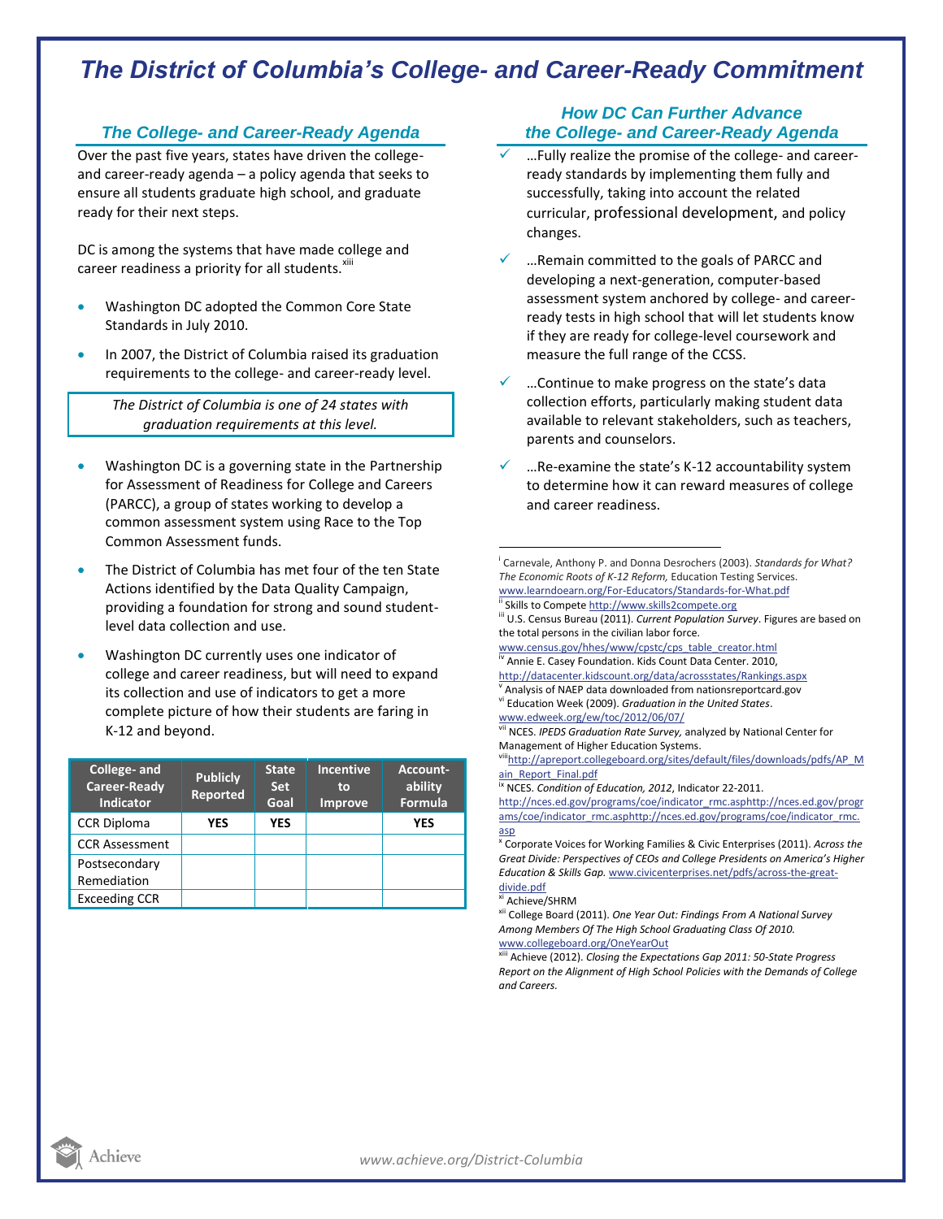# The District of Columbia's College- and Career-Ready Commitment

## The College- and Career-Ready Agenda

Over the past five years, states have driven the college- and career-ready agenda – a policy agenda that seeks to ensure all students graduate high school, and graduate ready for their next steps.

DC is among the systems that have made college and career readiness a priority for all students.[xiii]

- Washington DC adopted the Common Core State Standards in July 2010.
- In 2007, the District of Columbia raised its graduation requirements to the college- and career-ready level.

*The District of Columbia is one of 24 states with graduation requirements at this level.*

- Washington DC is a governing state in the Partnership for Assessment of Readiness for College and Careers (PARCC), a group of states working to develop a common assessment system using Race to the Top Common Assessment funds.
- The District of Columbia has met four of the ten State Actions identified by the Data Quality Campaign, providing a foundation for strong and sound student-level data collection and use.
- Washington DC currently uses one indicator of college and career readiness, but will need to expand its collection and use of indicators to get a more complete picture of how their students are faring in K-12 and beyond.

| College- and Career-Ready Indicator | Publicly Reported | State Set Goal | Incentive to Improve | Accountability Formula |
|---|---|---|---|---|
| CCR Diploma | **YES** | **YES** | | **YES** |
| CCR Assessment | | | | |
| Postsecondary Remediation | | | | |
| Exceeding CCR | | | | |

## How DC Can Further Advance the College- and Career-Ready Agenda

- ✓ …Fully realize the promise of the college- and career-ready standards by implementing them fully and successfully, taking into account the related curricular, professional development, and policy changes.
- ✓ …Remain committed to the goals of PARCC and developing a next-generation, computer-based assessment system anchored by college- and career-ready tests in high school that will let students know if they are ready for college-level coursework and measure the full range of the CCSS.
- ✓ …Continue to make progress on the state's data collection efforts, particularly making student data available to relevant stakeholders, such as teachers, parents and counselors.
- ✓ …Re-examine the state's K-12 accountability system to determine how it can reward measures of college and career readiness.

---

[i] Carnevale, Anthony P. and Donna Desrochers (2003). *Standards for What? The Economic Roots of K-12 Reform,* Education Testing Services. www.learndoearn.org/For-Educators/Standards-for-What.pdf

[ii] Skills to Compete http://www.skills2compete.org

[iii] U.S. Census Bureau (2011). *Current Population Survey*. Figures are based on the total persons in the civilian labor force. www.census.gov/hhes/www/cpstc/cps_table_creator.html

[iv] Annie E. Casey Foundation. Kids Count Data Center. 2010, http://datacenter.kidscount.org/data/acrossstates/Rankings.aspx

[v] Analysis of NAEP data downloaded from nationsreportcard.gov

[vi] Education Week (2009). *Graduation in the United States*. www.edweek.org/ew/toc/2012/06/07/

[vii] NCES. *IPEDS Graduation Rate Survey,* analyzed by National Center for Management of Higher Education Systems.

[viii] http://apreport.collegeboard.org/sites/default/files/downloads/pdfs/AP_Main_Report_Final.pdf

[ix] NCES. *Condition of Education, 2012*, Indicator 22-2011. http://nces.ed.gov/programs/coe/indicator_rmc.asphttp://nces.ed.gov/programs/coe/indicator_rmc.asphttp://nces.ed.gov/programs/coe/indicator_rmc.asp

[x] Corporate Voices for Working Families & Civic Enterprises (2011). *Across the Great Divide: Perspectives of CEOs and College Presidents on America's Higher Education & Skills Gap.* www.civicenterprises.net/pdfs/across-the-great-divide.pdf

[xi] Achieve/SHRM

[xii] College Board (2011). *One Year Out: Findings From A National Survey Among Members Of The High School Graduating Class Of 2010.* www.collegeboard.org/OneYearOut

[xiii] Achieve (2012). *Closing the Expectations Gap 2011: 50-State Progress Report on the Alignment of High School Policies with the Demands of College and Careers.*